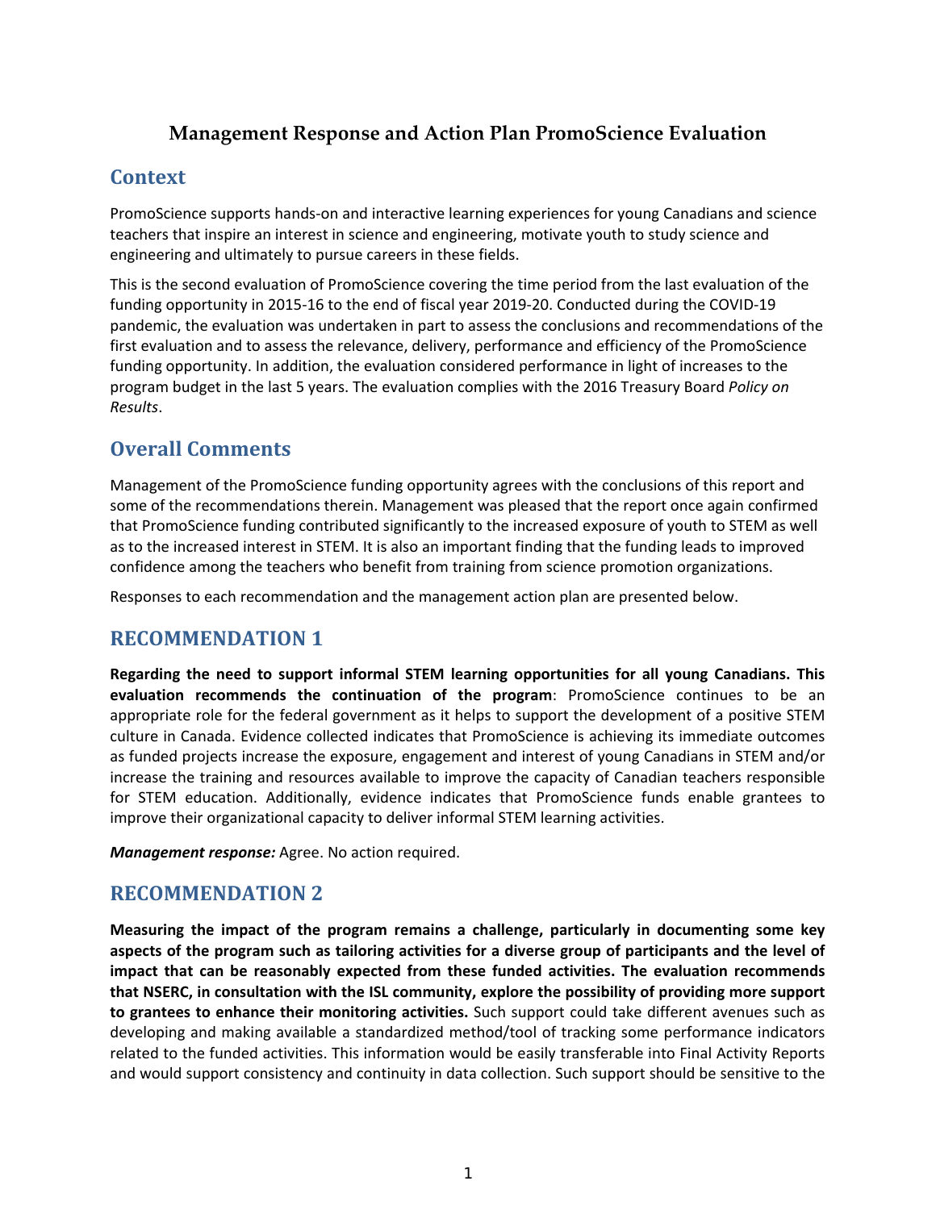# Management Response and Action Plan PromoScience Evaluation

## Context

PromoScience supports hands-on and interactive learning experiences for young Canadians and science teachers that inspire an interest in science and engineering, motivate youth to study science and engineering and ultimately to pursue careers in these fields.

This is the second evaluation of PromoScience covering the time period from the last evaluation of the funding opportunity in 2015-16 to the end of fiscal year 2019-20. Conducted during the COVID-19 pandemic, the evaluation was undertaken in part to assess the conclusions and recommendations of the first evaluation and to assess the relevance, delivery, performance and efficiency of the PromoScience funding opportunity. In addition, the evaluation considered performance in light of increases to the program budget in the last 5 years. The evaluation complies with the 2016 Treasury Board *Policy on Results*.

## Overall Comments

Management of the PromoScience funding opportunity agrees with the conclusions of this report and some of the recommendations therein. Management was pleased that the report once again confirmed that PromoScience funding contributed significantly to the increased exposure of youth to STEM as well as to the increased interest in STEM. It is also an important finding that the funding leads to improved confidence among the teachers who benefit from training from science promotion organizations.

Responses to each recommendation and the management action plan are presented below.

## RECOMMENDATION 1

**Regarding the need to support informal STEM learning opportunities for all young Canadians. This evaluation recommends the continuation of the program**: PromoScience continues to be an appropriate role for the federal government as it helps to support the development of a positive STEM culture in Canada. Evidence collected indicates that PromoScience is achieving its immediate outcomes as funded projects increase the exposure, engagement and interest of young Canadians in STEM and/or increase the training and resources available to improve the capacity of Canadian teachers responsible for STEM education. Additionally, evidence indicates that PromoScience funds enable grantees to improve their organizational capacity to deliver informal STEM learning activities.

***Management response:*** Agree. No action required.

## RECOMMENDATION 2

**Measuring the impact of the program remains a challenge, particularly in documenting some key aspects of the program such as tailoring activities for a diverse group of participants and the level of impact that can be reasonably expected from these funded activities. The evaluation recommends that NSERC, in consultation with the ISL community, explore the possibility of providing more support to grantees to enhance their monitoring activities.** Such support could take different avenues such as developing and making available a standardized method/tool of tracking some performance indicators related to the funded activities. This information would be easily transferable into Final Activity Reports and would support consistency and continuity in data collection. Such support should be sensitive to the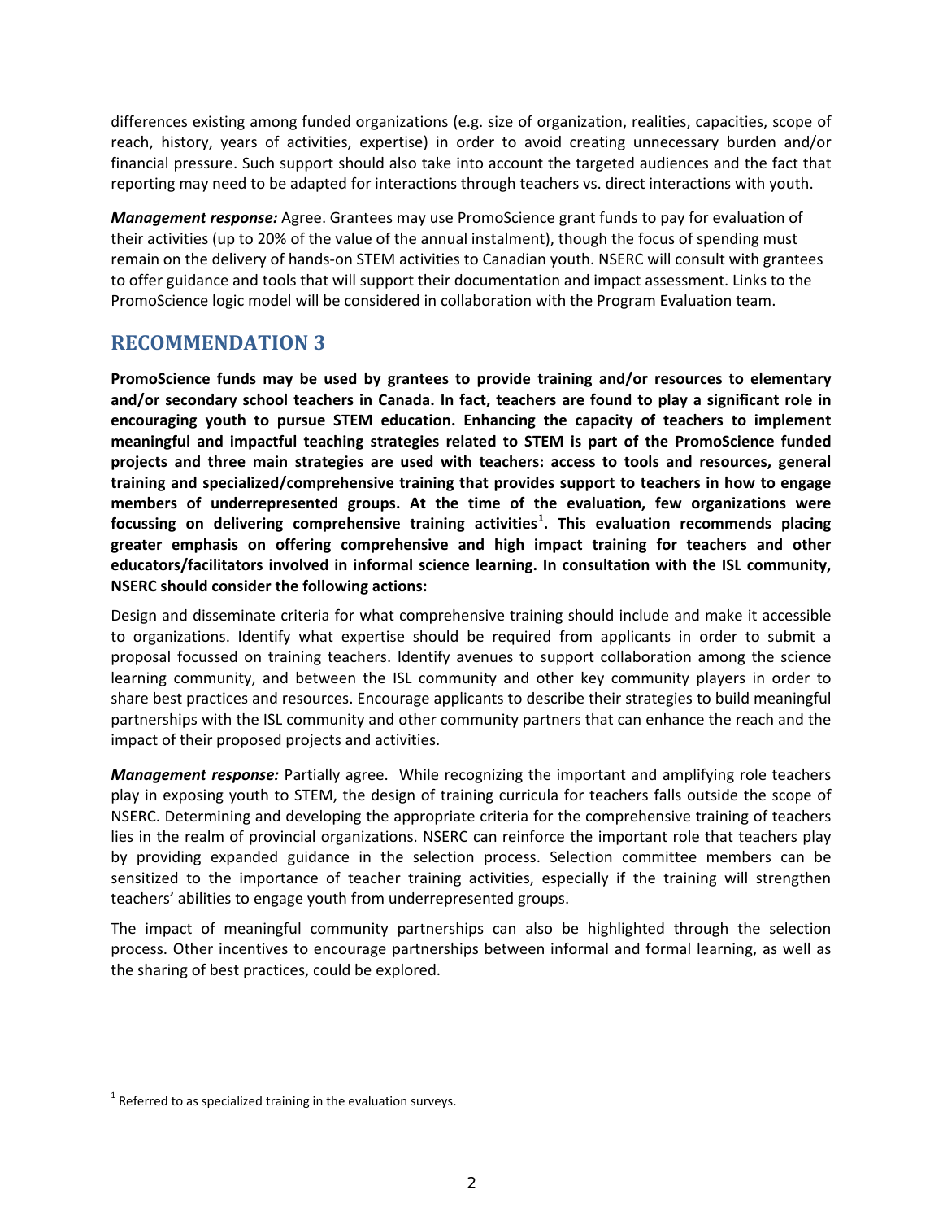differences existing among funded organizations (e.g. size of organization, realities, capacities, scope of reach, history, years of activities, expertise) in order to avoid creating unnecessary burden and/or financial pressure. Such support should also take into account the targeted audiences and the fact that reporting may need to be adapted for interactions through teachers vs. direct interactions with youth.

***Management response:*** Agree. Grantees may use PromoScience grant funds to pay for evaluation of their activities (up to 20% of the value of the annual instalment), though the focus of spending must remain on the delivery of hands-on STEM activities to Canadian youth. NSERC will consult with grantees to offer guidance and tools that will support their documentation and impact assessment. Links to the PromoScience logic model will be considered in collaboration with the Program Evaluation team.

## RECOMMENDATION 3

**PromoScience funds may be used by grantees to provide training and/or resources to elementary and/or secondary school teachers in Canada. In fact, teachers are found to play a significant role in encouraging youth to pursue STEM education. Enhancing the capacity of teachers to implement meaningful and impactful teaching strategies related to STEM is part of the PromoScience funded projects and three main strategies are used with teachers: access to tools and resources, general training and specialized/comprehensive training that provides support to teachers in how to engage members of underrepresented groups. At the time of the evaluation, few organizations were focussing on delivering comprehensive training activities[1]. This evaluation recommends placing greater emphasis on offering comprehensive and high impact training for teachers and other educators/facilitators involved in informal science learning. In consultation with the ISL community, NSERC should consider the following actions:**

Design and disseminate criteria for what comprehensive training should include and make it accessible to organizations. Identify what expertise should be required from applicants in order to submit a proposal focussed on training teachers. Identify avenues to support collaboration among the science learning community, and between the ISL community and other key community players in order to share best practices and resources. Encourage applicants to describe their strategies to build meaningful partnerships with the ISL community and other community partners that can enhance the reach and the impact of their proposed projects and activities.

***Management response:*** Partially agree. While recognizing the important and amplifying role teachers play in exposing youth to STEM, the design of training curricula for teachers falls outside the scope of NSERC. Determining and developing the appropriate criteria for the comprehensive training of teachers lies in the realm of provincial organizations. NSERC can reinforce the important role that teachers play by providing expanded guidance in the selection process. Selection committee members can be sensitized to the importance of teacher training activities, especially if the training will strengthen teachers' abilities to engage youth from underrepresented groups.

The impact of meaningful community partnerships can also be highlighted through the selection process. Other incentives to encourage partnerships between informal and formal learning, as well as the sharing of best practices, could be explored.

[1] Referred to as specialized training in the evaluation surveys.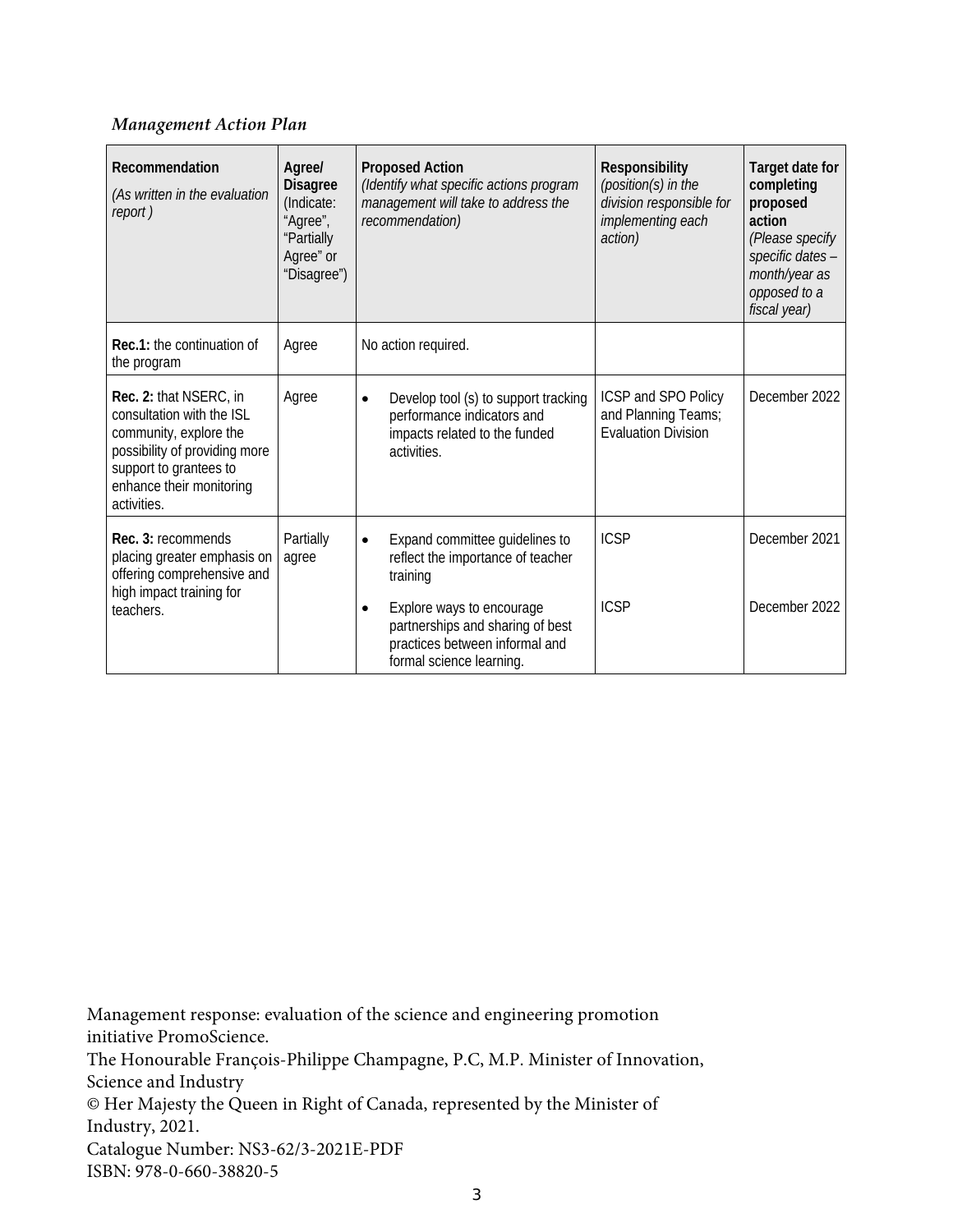*Management Action Plan*

| **Recommendation** *(As written in the evaluation report )* | **Agree/ Disagree** (Indicate: "Agree", "Partially Agree" or "Disagree") | **Proposed Action** *(Identify what specific actions program management will take to address the recommendation)* | **Responsibility** *(position(s) in the division responsible for implementing each action)* | **Target date for completing proposed action** *(Please specify specific dates – month/year as opposed to a fiscal year)* |
|---|---|---|---|---|
| **Rec.1:** the continuation of the program | Agree | No action required. | | |
| **Rec. 2:** that NSERC, in consultation with the ISL community, explore the possibility of providing more support to grantees to enhance their monitoring activities. | Agree | • Develop tool (s) to support tracking performance indicators and impacts related to the funded activities. | ICSP and SPO Policy and Planning Teams; Evaluation Division | December 2022 |
| **Rec. 3:** recommends placing greater emphasis on offering comprehensive and high impact training for teachers. | Partially agree | • Expand committee guidelines to reflect the importance of teacher training<br>• Explore ways to encourage partnerships and sharing of best practices between informal and formal science learning. | ICSP<br>ICSP | December 2021<br>December 2022 |

Management response: evaluation of the science and engineering promotion initiative PromoScience.
The Honourable François-Philippe Champagne, P.C, M.P. Minister of Innovation, Science and Industry
© Her Majesty the Queen in Right of Canada, represented by the Minister of Industry, 2021.
Catalogue Number: NS3-62/3-2021E-PDF
ISBN: 978-0-660-38820-5